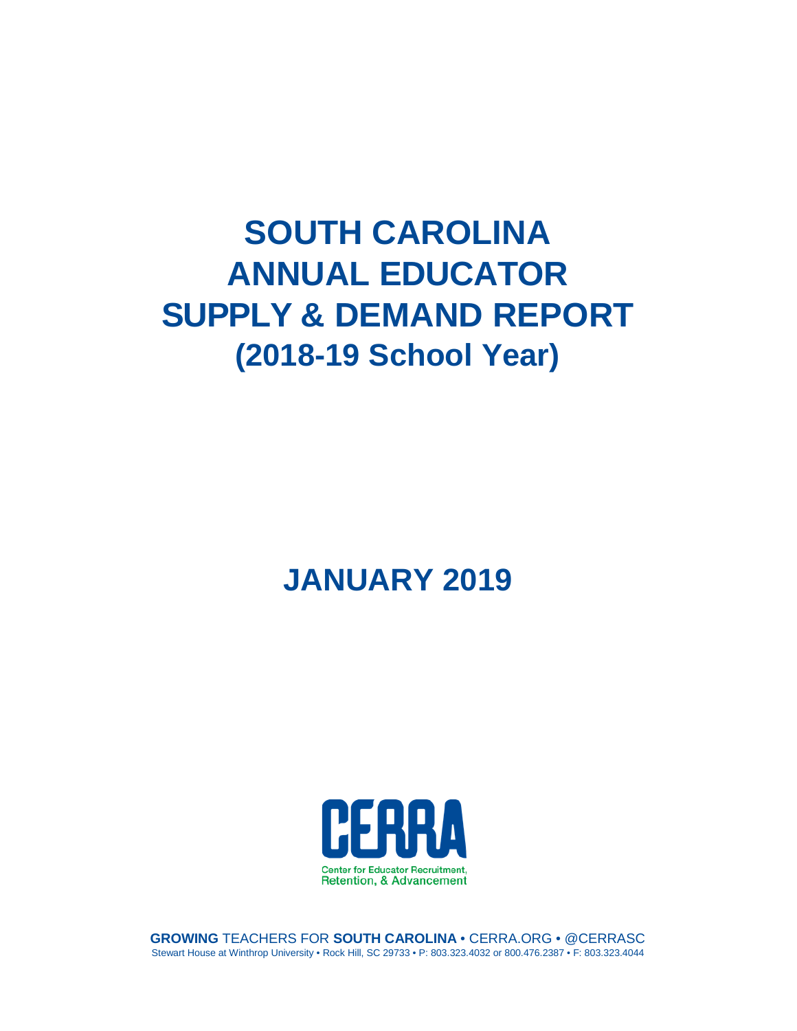# SOUTH CAROLINA ANNUAL EDUCATOR SUPPLY & DEMAND REPORT (2018-19 School Year)

## JANUARY 2019

CERRA

Center for Educator Recruitment, Retention, & Advancement

**GROWING** TEACHERS FOR **SOUTH CAROLINA** • CERRA.ORG • @CERRASC

Stewart House at Winthrop University • Rock Hill, SC 29733 • P: 803.323.4032 or 800.476.2387 • F: 803.323.4044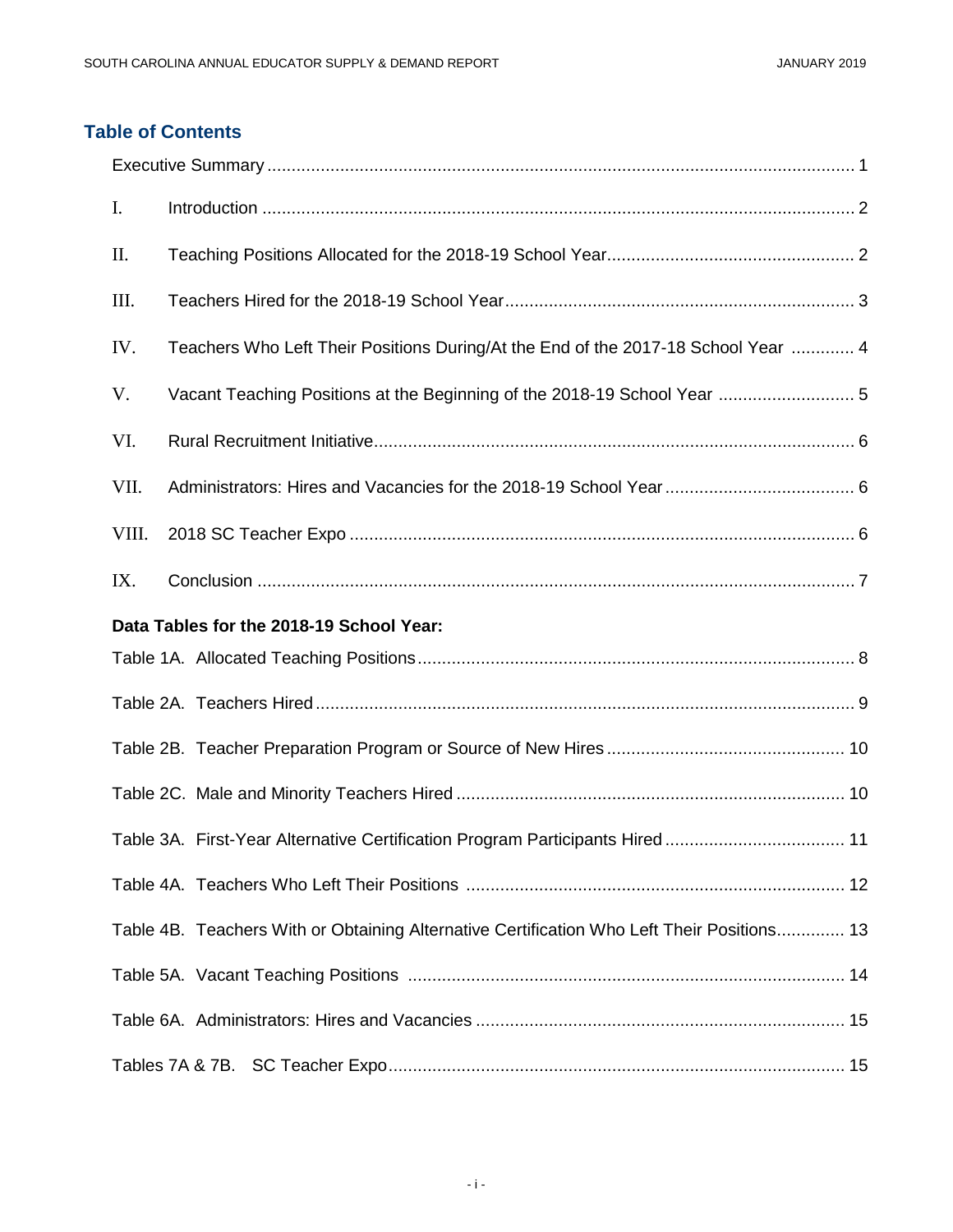## Table of Contents

Executive Summary ........................................................................................................................ 1

I. Introduction ........................................................................................................................ 2

II. Teaching Positions Allocated for the 2018-19 School Year.................................................. 2

III. Teachers Hired for the 2018-19 School Year....................................................................... 3

IV. Teachers Who Left Their Positions During/At the End of the 2017-18 School Year ............. 4

V. Vacant Teaching Positions at the Beginning of the 2018-19 School Year ............................ 5

VI. Rural Recruitment Initiative.................................................................................................. 6

VII. Administrators: Hires and Vacancies for the 2018-19 School Year ...................................... 6

VIII. 2018 SC Teacher Expo ....................................................................................................... 6

IX. Conclusion .......................................................................................................................... 7

**Data Tables for the 2018-19 School Year:**

Table 1A. Allocated Teaching Positions......................................................................................... 8

Table 2A. Teachers Hired.............................................................................................................. 9

Table 2B. Teacher Preparation Program or Source of New Hires ................................................ 10

Table 2C. Male and Minority Teachers Hired ............................................................................... 10

Table 3A. First-Year Alternative Certification Program Participants Hired .................................... 11

Table 4A. Teachers Who Left Their Positions ............................................................................. 12

Table 4B. Teachers With or Obtaining Alternative Certification Who Left Their Positions.............. 13

Table 5A. Vacant Teaching Positions ......................................................................................... 14

Table 6A. Administrators: Hires and Vacancies ........................................................................... 15

Tables 7A & 7B. SC Teacher Expo.............................................................................................. 15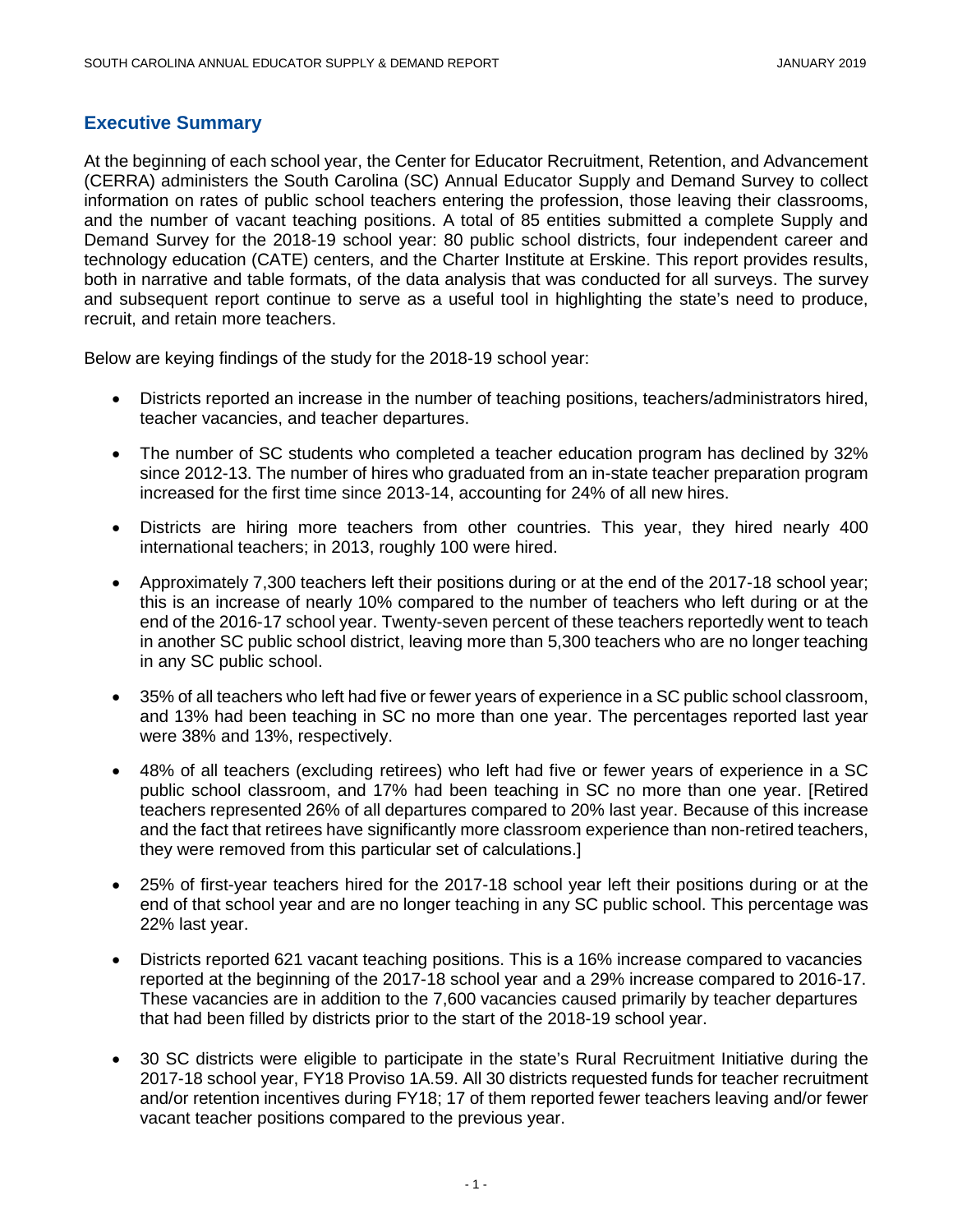## Executive Summary

At the beginning of each school year, the Center for Educator Recruitment, Retention, and Advancement (CERRA) administers the South Carolina (SC) Annual Educator Supply and Demand Survey to collect information on rates of public school teachers entering the profession, those leaving their classrooms, and the number of vacant teaching positions. A total of 85 entities submitted a complete Supply and Demand Survey for the 2018-19 school year: 80 public school districts, four independent career and technology education (CATE) centers, and the Charter Institute at Erskine. This report provides results, both in narrative and table formats, of the data analysis that was conducted for all surveys. The survey and subsequent report continue to serve as a useful tool in highlighting the state's need to produce, recruit, and retain more teachers.

Below are keying findings of the study for the 2018-19 school year:

- Districts reported an increase in the number of teaching positions, teachers/administrators hired, teacher vacancies, and teacher departures.
- The number of SC students who completed a teacher education program has declined by 32% since 2012-13. The number of hires who graduated from an in-state teacher preparation program increased for the first time since 2013-14, accounting for 24% of all new hires.
- Districts are hiring more teachers from other countries. This year, they hired nearly 400 international teachers; in 2013, roughly 100 were hired.
- Approximately 7,300 teachers left their positions during or at the end of the 2017-18 school year; this is an increase of nearly 10% compared to the number of teachers who left during or at the end of the 2016-17 school year. Twenty-seven percent of these teachers reportedly went to teach in another SC public school district, leaving more than 5,300 teachers who are no longer teaching in any SC public school.
- 35% of all teachers who left had five or fewer years of experience in a SC public school classroom, and 13% had been teaching in SC no more than one year. The percentages reported last year were 38% and 13%, respectively.
- 48% of all teachers (excluding retirees) who left had five or fewer years of experience in a SC public school classroom, and 17% had been teaching in SC no more than one year. [Retired teachers represented 26% of all departures compared to 20% last year. Because of this increase and the fact that retirees have significantly more classroom experience than non-retired teachers, they were removed from this particular set of calculations.]
- 25% of first-year teachers hired for the 2017-18 school year left their positions during or at the end of that school year and are no longer teaching in any SC public school. This percentage was 22% last year.
- Districts reported 621 vacant teaching positions. This is a 16% increase compared to vacancies reported at the beginning of the 2017-18 school year and a 29% increase compared to 2016-17. These vacancies are in addition to the 7,600 vacancies caused primarily by teacher departures that had been filled by districts prior to the start of the 2018-19 school year.
- 30 SC districts were eligible to participate in the state's Rural Recruitment Initiative during the 2017-18 school year, FY18 Proviso 1A.59. All 30 districts requested funds for teacher recruitment and/or retention incentives during FY18; 17 of them reported fewer teachers leaving and/or fewer vacant teacher positions compared to the previous year.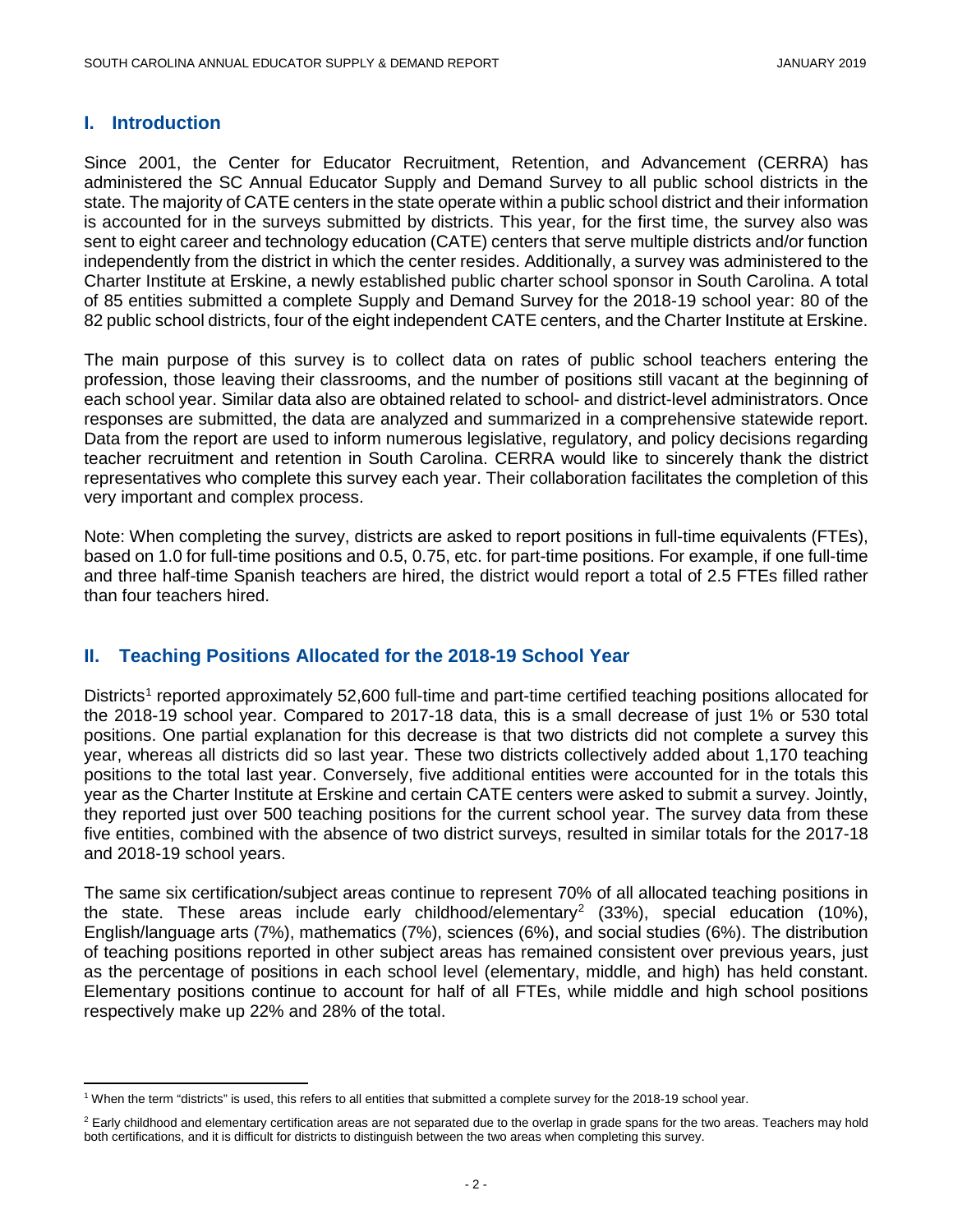## I. Introduction

Since 2001, the Center for Educator Recruitment, Retention, and Advancement (CERRA) has administered the SC Annual Educator Supply and Demand Survey to all public school districts in the state. The majority of CATE centers in the state operate within a public school district and their information is accounted for in the surveys submitted by districts. This year, for the first time, the survey also was sent to eight career and technology education (CATE) centers that serve multiple districts and/or function independently from the district in which the center resides. Additionally, a survey was administered to the Charter Institute at Erskine, a newly established public charter school sponsor in South Carolina. A total of 85 entities submitted a complete Supply and Demand Survey for the 2018-19 school year: 80 of the 82 public school districts, four of the eight independent CATE centers, and the Charter Institute at Erskine.

The main purpose of this survey is to collect data on rates of public school teachers entering the profession, those leaving their classrooms, and the number of positions still vacant at the beginning of each school year. Similar data also are obtained related to school- and district-level administrators. Once responses are submitted, the data are analyzed and summarized in a comprehensive statewide report. Data from the report are used to inform numerous legislative, regulatory, and policy decisions regarding teacher recruitment and retention in South Carolina. CERRA would like to sincerely thank the district representatives who complete this survey each year. Their collaboration facilitates the completion of this very important and complex process.

Note: When completing the survey, districts are asked to report positions in full-time equivalents (FTEs), based on 1.0 for full-time positions and 0.5, 0.75, etc. for part-time positions. For example, if one full-time and three half-time Spanish teachers are hired, the district would report a total of 2.5 FTEs filled rather than four teachers hired.

## II. Teaching Positions Allocated for the 2018-19 School Year

Districts[1] reported approximately 52,600 full-time and part-time certified teaching positions allocated for the 2018-19 school year. Compared to 2017-18 data, this is a small decrease of just 1% or 530 total positions. One partial explanation for this decrease is that two districts did not complete a survey this year, whereas all districts did so last year. These two districts collectively added about 1,170 teaching positions to the total last year. Conversely, five additional entities were accounted for in the totals this year as the Charter Institute at Erskine and certain CATE centers were asked to submit a survey. Jointly, they reported just over 500 teaching positions for the current school year. The survey data from these five entities, combined with the absence of two district surveys, resulted in similar totals for the 2017-18 and 2018-19 school years.

The same six certification/subject areas continue to represent 70% of all allocated teaching positions in the state. These areas include early childhood/elementary[2] (33%), special education (10%), English/language arts (7%), mathematics (7%), sciences (6%), and social studies (6%). The distribution of teaching positions reported in other subject areas has remained consistent over previous years, just as the percentage of positions in each school level (elementary, middle, and high) has held constant. Elementary positions continue to account for half of all FTEs, while middle and high school positions respectively make up 22% and 28% of the total.

[1] When the term "districts" is used, this refers to all entities that submitted a complete survey for the 2018-19 school year.

[2] Early childhood and elementary certification areas are not separated due to the overlap in grade spans for the two areas. Teachers may hold both certifications, and it is difficult for districts to distinguish between the two areas when completing this survey.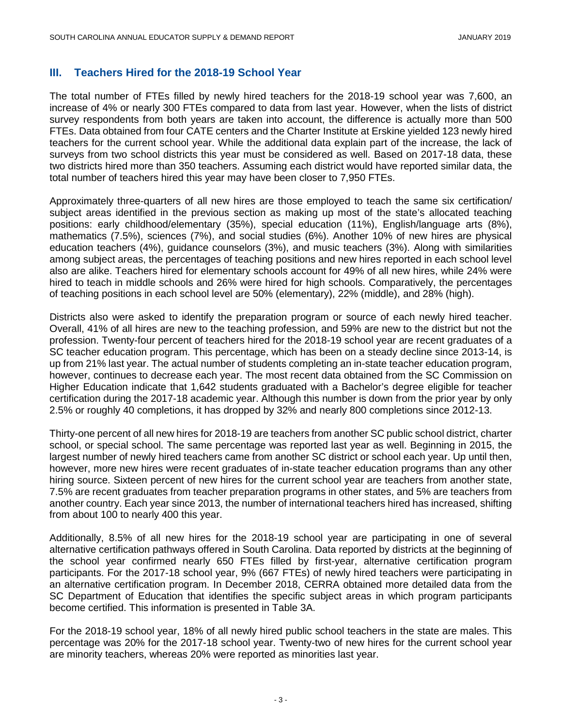## III. Teachers Hired for the 2018-19 School Year

The total number of FTEs filled by newly hired teachers for the 2018-19 school year was 7,600, an increase of 4% or nearly 300 FTEs compared to data from last year. However, when the lists of district survey respondents from both years are taken into account, the difference is actually more than 500 FTEs. Data obtained from four CATE centers and the Charter Institute at Erskine yielded 123 newly hired teachers for the current school year. While the additional data explain part of the increase, the lack of surveys from two school districts this year must be considered as well. Based on 2017-18 data, these two districts hired more than 350 teachers. Assuming each district would have reported similar data, the total number of teachers hired this year may have been closer to 7,950 FTEs.

Approximately three-quarters of all new hires are those employed to teach the same six certification/ subject areas identified in the previous section as making up most of the state's allocated teaching positions: early childhood/elementary (35%), special education (11%), English/language arts (8%), mathematics (7.5%), sciences (7%), and social studies (6%). Another 10% of new hires are physical education teachers (4%), guidance counselors (3%), and music teachers (3%). Along with similarities among subject areas, the percentages of teaching positions and new hires reported in each school level also are alike. Teachers hired for elementary schools account for 49% of all new hires, while 24% were hired to teach in middle schools and 26% were hired for high schools. Comparatively, the percentages of teaching positions in each school level are 50% (elementary), 22% (middle), and 28% (high).

Districts also were asked to identify the preparation program or source of each newly hired teacher. Overall, 41% of all hires are new to the teaching profession, and 59% are new to the district but not the profession. Twenty-four percent of teachers hired for the 2018-19 school year are recent graduates of a SC teacher education program. This percentage, which has been on a steady decline since 2013-14, is up from 21% last year. The actual number of students completing an in-state teacher education program, however, continues to decrease each year. The most recent data obtained from the SC Commission on Higher Education indicate that 1,642 students graduated with a Bachelor's degree eligible for teacher certification during the 2017-18 academic year. Although this number is down from the prior year by only 2.5% or roughly 40 completions, it has dropped by 32% and nearly 800 completions since 2012-13.

Thirty-one percent of all new hires for 2018-19 are teachers from another SC public school district, charter school, or special school. The same percentage was reported last year as well. Beginning in 2015, the largest number of newly hired teachers came from another SC district or school each year. Up until then, however, more new hires were recent graduates of in-state teacher education programs than any other hiring source. Sixteen percent of new hires for the current school year are teachers from another state, 7.5% are recent graduates from teacher preparation programs in other states, and 5% are teachers from another country. Each year since 2013, the number of international teachers hired has increased, shifting from about 100 to nearly 400 this year.

Additionally, 8.5% of all new hires for the 2018-19 school year are participating in one of several alternative certification pathways offered in South Carolina. Data reported by districts at the beginning of the school year confirmed nearly 650 FTEs filled by first-year, alternative certification program participants. For the 2017-18 school year, 9% (667 FTEs) of newly hired teachers were participating in an alternative certification program. In December 2018, CERRA obtained more detailed data from the SC Department of Education that identifies the specific subject areas in which program participants become certified. This information is presented in Table 3A.

For the 2018-19 school year, 18% of all newly hired public school teachers in the state are males. This percentage was 20% for the 2017-18 school year. Twenty-two of new hires for the current school year are minority teachers, whereas 20% were reported as minorities last year.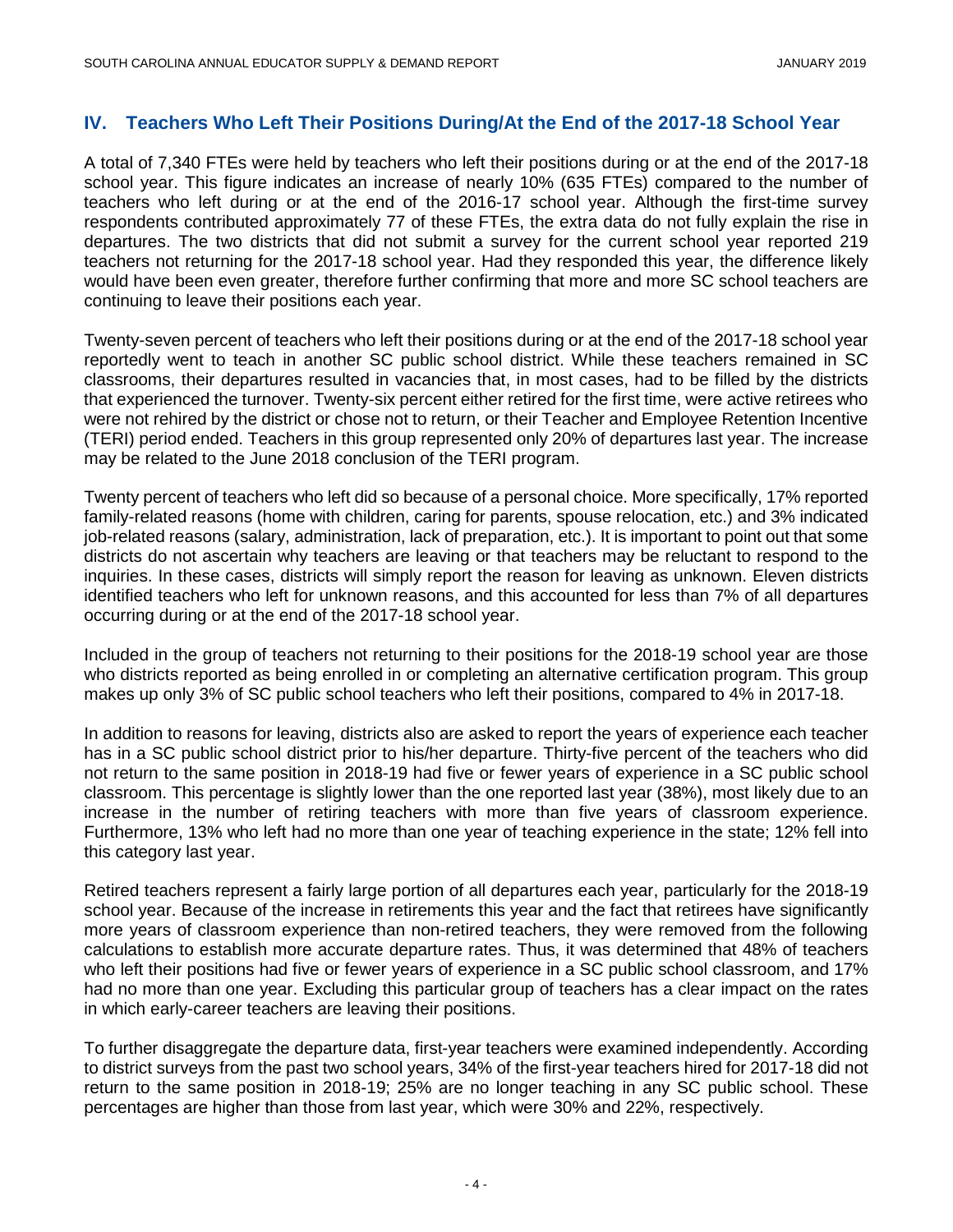## IV. Teachers Who Left Their Positions During/At the End of the 2017-18 School Year

A total of 7,340 FTEs were held by teachers who left their positions during or at the end of the 2017-18 school year. This figure indicates an increase of nearly 10% (635 FTEs) compared to the number of teachers who left during or at the end of the 2016-17 school year. Although the first-time survey respondents contributed approximately 77 of these FTEs, the extra data do not fully explain the rise in departures. The two districts that did not submit a survey for the current school year reported 219 teachers not returning for the 2017-18 school year. Had they responded this year, the difference likely would have been even greater, therefore further confirming that more and more SC school teachers are continuing to leave their positions each year.

Twenty-seven percent of teachers who left their positions during or at the end of the 2017-18 school year reportedly went to teach in another SC public school district. While these teachers remained in SC classrooms, their departures resulted in vacancies that, in most cases, had to be filled by the districts that experienced the turnover. Twenty-six percent either retired for the first time, were active retirees who were not rehired by the district or chose not to return, or their Teacher and Employee Retention Incentive (TERI) period ended. Teachers in this group represented only 20% of departures last year. The increase may be related to the June 2018 conclusion of the TERI program.

Twenty percent of teachers who left did so because of a personal choice. More specifically, 17% reported family-related reasons (home with children, caring for parents, spouse relocation, etc.) and 3% indicated job-related reasons (salary, administration, lack of preparation, etc.). It is important to point out that some districts do not ascertain why teachers are leaving or that teachers may be reluctant to respond to the inquiries. In these cases, districts will simply report the reason for leaving as unknown. Eleven districts identified teachers who left for unknown reasons, and this accounted for less than 7% of all departures occurring during or at the end of the 2017-18 school year.

Included in the group of teachers not returning to their positions for the 2018-19 school year are those who districts reported as being enrolled in or completing an alternative certification program. This group makes up only 3% of SC public school teachers who left their positions, compared to 4% in 2017-18.

In addition to reasons for leaving, districts also are asked to report the years of experience each teacher has in a SC public school district prior to his/her departure. Thirty-five percent of the teachers who did not return to the same position in 2018-19 had five or fewer years of experience in a SC public school classroom. This percentage is slightly lower than the one reported last year (38%), most likely due to an increase in the number of retiring teachers with more than five years of classroom experience. Furthermore, 13% who left had no more than one year of teaching experience in the state; 12% fell into this category last year.

Retired teachers represent a fairly large portion of all departures each year, particularly for the 2018-19 school year. Because of the increase in retirements this year and the fact that retirees have significantly more years of classroom experience than non-retired teachers, they were removed from the following calculations to establish more accurate departure rates. Thus, it was determined that 48% of teachers who left their positions had five or fewer years of experience in a SC public school classroom, and 17% had no more than one year. Excluding this particular group of teachers has a clear impact on the rates in which early-career teachers are leaving their positions.

To further disaggregate the departure data, first-year teachers were examined independently. According to district surveys from the past two school years, 34% of the first-year teachers hired for 2017-18 did not return to the same position in 2018-19; 25% are no longer teaching in any SC public school. These percentages are higher than those from last year, which were 30% and 22%, respectively.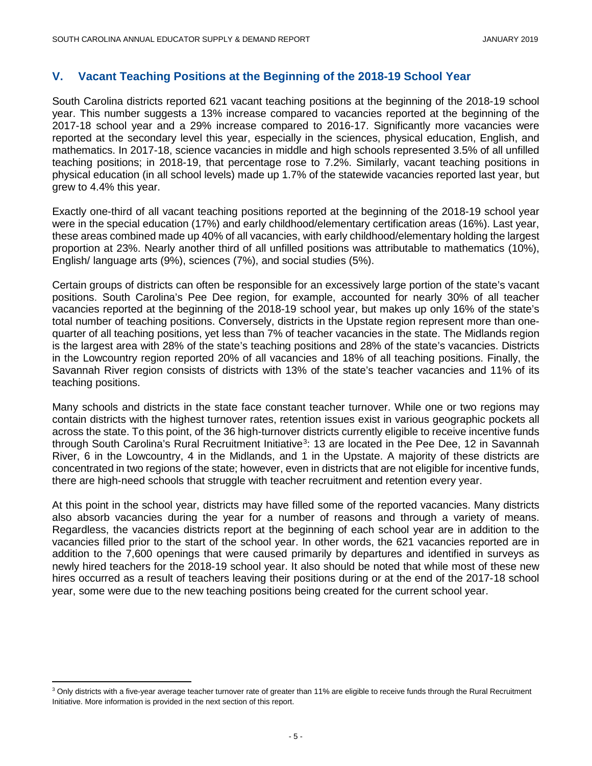## V. Vacant Teaching Positions at the Beginning of the 2018-19 School Year

South Carolina districts reported 621 vacant teaching positions at the beginning of the 2018-19 school year. This number suggests a 13% increase compared to vacancies reported at the beginning of the 2017-18 school year and a 29% increase compared to 2016-17. Significantly more vacancies were reported at the secondary level this year, especially in the sciences, physical education, English, and mathematics. In 2017-18, science vacancies in middle and high schools represented 3.5% of all unfilled teaching positions; in 2018-19, that percentage rose to 7.2%. Similarly, vacant teaching positions in physical education (in all school levels) made up 1.7% of the statewide vacancies reported last year, but grew to 4.4% this year.

Exactly one-third of all vacant teaching positions reported at the beginning of the 2018-19 school year were in the special education (17%) and early childhood/elementary certification areas (16%). Last year, these areas combined made up 40% of all vacancies, with early childhood/elementary holding the largest proportion at 23%. Nearly another third of all unfilled positions was attributable to mathematics (10%), English/ language arts (9%), sciences (7%), and social studies (5%).

Certain groups of districts can often be responsible for an excessively large portion of the state's vacant positions. South Carolina's Pee Dee region, for example, accounted for nearly 30% of all teacher vacancies reported at the beginning of the 2018-19 school year, but makes up only 16% of the state's total number of teaching positions. Conversely, districts in the Upstate region represent more than one-quarter of all teaching positions, yet less than 7% of teacher vacancies in the state. The Midlands region is the largest area with 28% of the state's teaching positions and 28% of the state's vacancies. Districts in the Lowcountry region reported 20% of all vacancies and 18% of all teaching positions. Finally, the Savannah River region consists of districts with 13% of the state's teacher vacancies and 11% of its teaching positions.

Many schools and districts in the state face constant teacher turnover. While one or two regions may contain districts with the highest turnover rates, retention issues exist in various geographic pockets all across the state. To this point, of the 36 high-turnover districts currently eligible to receive incentive funds through South Carolina's Rural Recruitment Initiative[3]: 13 are located in the Pee Dee, 12 in Savannah River, 6 in the Lowcountry, 4 in the Midlands, and 1 in the Upstate. A majority of these districts are concentrated in two regions of the state; however, even in districts that are not eligible for incentive funds, there are high-need schools that struggle with teacher recruitment and retention every year.

At this point in the school year, districts may have filled some of the reported vacancies. Many districts also absorb vacancies during the year for a number of reasons and through a variety of means. Regardless, the vacancies districts report at the beginning of each school year are in addition to the vacancies filled prior to the start of the school year. In other words, the 621 vacancies reported are in addition to the 7,600 openings that were caused primarily by departures and identified in surveys as newly hired teachers for the 2018-19 school year. It also should be noted that while most of these new hires occurred as a result of teachers leaving their positions during or at the end of the 2017-18 school year, some were due to the new teaching positions being created for the current school year.

---

[3] Only districts with a five-year average teacher turnover rate of greater than 11% are eligible to receive funds through the Rural Recruitment Initiative. More information is provided in the next section of this report.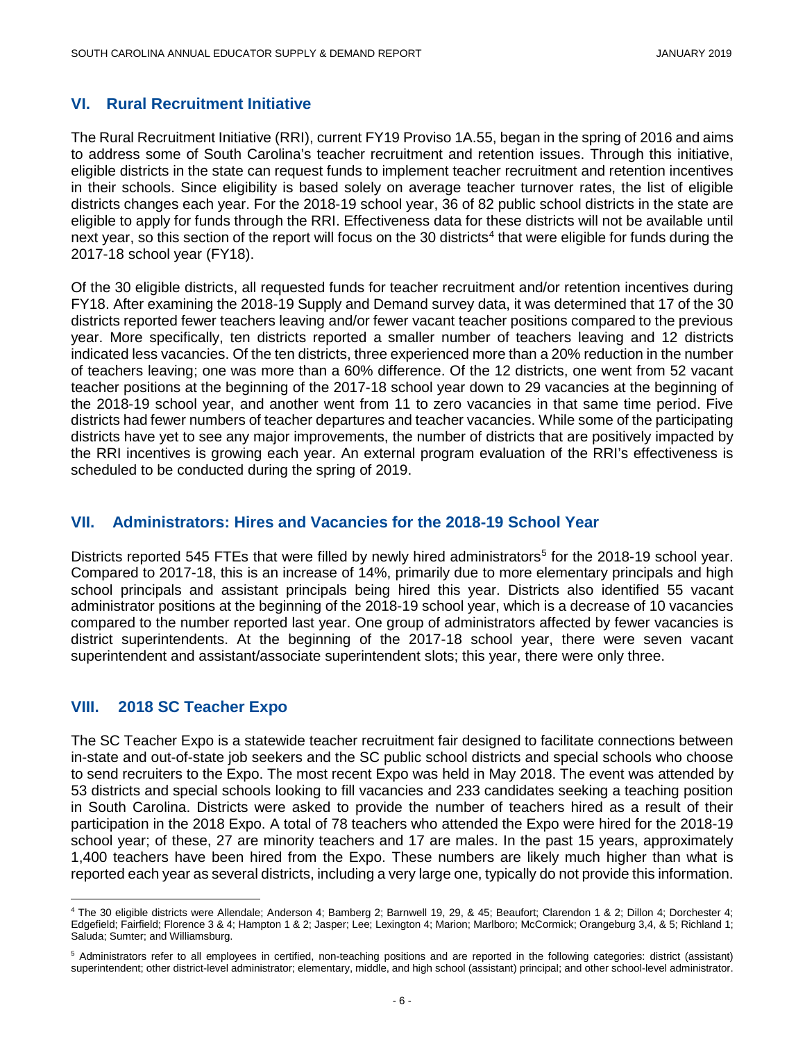## VI. Rural Recruitment Initiative

The Rural Recruitment Initiative (RRI), current FY19 Proviso 1A.55, began in the spring of 2016 and aims to address some of South Carolina's teacher recruitment and retention issues. Through this initiative, eligible districts in the state can request funds to implement teacher recruitment and retention incentives in their schools. Since eligibility is based solely on average teacher turnover rates, the list of eligible districts changes each year. For the 2018-19 school year, 36 of 82 public school districts in the state are eligible to apply for funds through the RRI. Effectiveness data for these districts will not be available until next year, so this section of the report will focus on the 30 districts[4] that were eligible for funds during the 2017-18 school year (FY18).

Of the 30 eligible districts, all requested funds for teacher recruitment and/or retention incentives during FY18. After examining the 2018-19 Supply and Demand survey data, it was determined that 17 of the 30 districts reported fewer teachers leaving and/or fewer vacant teacher positions compared to the previous year. More specifically, ten districts reported a smaller number of teachers leaving and 12 districts indicated less vacancies. Of the ten districts, three experienced more than a 20% reduction in the number of teachers leaving; one was more than a 60% difference. Of the 12 districts, one went from 52 vacant teacher positions at the beginning of the 2017-18 school year down to 29 vacancies at the beginning of the 2018-19 school year, and another went from 11 to zero vacancies in that same time period. Five districts had fewer numbers of teacher departures and teacher vacancies. While some of the participating districts have yet to see any major improvements, the number of districts that are positively impacted by the RRI incentives is growing each year. An external program evaluation of the RRI's effectiveness is scheduled to be conducted during the spring of 2019.

## VII. Administrators: Hires and Vacancies for the 2018-19 School Year

Districts reported 545 FTEs that were filled by newly hired administrators[5] for the 2018-19 school year. Compared to 2017-18, this is an increase of 14%, primarily due to more elementary principals and high school principals and assistant principals being hired this year. Districts also identified 55 vacant administrator positions at the beginning of the 2018-19 school year, which is a decrease of 10 vacancies compared to the number reported last year. One group of administrators affected by fewer vacancies is district superintendents. At the beginning of the 2017-18 school year, there were seven vacant superintendent and assistant/associate superintendent slots; this year, there were only three.

## VIII. 2018 SC Teacher Expo

The SC Teacher Expo is a statewide teacher recruitment fair designed to facilitate connections between in-state and out-of-state job seekers and the SC public school districts and special schools who choose to send recruiters to the Expo. The most recent Expo was held in May 2018. The event was attended by 53 districts and special schools looking to fill vacancies and 233 candidates seeking a teaching position in South Carolina. Districts were asked to provide the number of teachers hired as a result of their participation in the 2018 Expo. A total of 78 teachers who attended the Expo were hired for the 2018-19 school year; of these, 27 are minority teachers and 17 are males. In the past 15 years, approximately 1,400 teachers have been hired from the Expo. These numbers are likely much higher than what is reported each year as several districts, including a very large one, typically do not provide this information.

---

[4] The 30 eligible districts were Allendale; Anderson 4; Bamberg 2; Barnwell 19, 29, & 45; Beaufort; Clarendon 1 & 2; Dillon 4; Dorchester 4; Edgefield; Fairfield; Florence 3 & 4; Hampton 1 & 2; Jasper; Lee; Lexington 4; Marion; Marlboro; McCormick; Orangeburg 3,4, & 5; Richland 1; Saluda; Sumter; and Williamsburg.

[5] Administrators refer to all employees in certified, non-teaching positions and are reported in the following categories: district (assistant) superintendent; other district-level administrator; elementary, middle, and high school (assistant) principal; and other school-level administrator.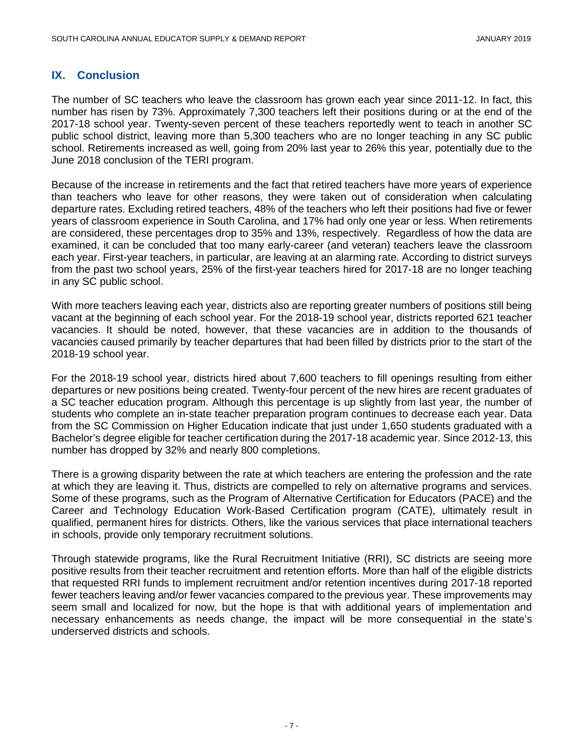## IX. Conclusion

The number of SC teachers who leave the classroom has grown each year since 2011-12. In fact, this number has risen by 73%. Approximately 7,300 teachers left their positions during or at the end of the 2017-18 school year. Twenty-seven percent of these teachers reportedly went to teach in another SC public school district, leaving more than 5,300 teachers who are no longer teaching in any SC public school. Retirements increased as well, going from 20% last year to 26% this year, potentially due to the June 2018 conclusion of the TERI program.

Because of the increase in retirements and the fact that retired teachers have more years of experience than teachers who leave for other reasons, they were taken out of consideration when calculating departure rates. Excluding retired teachers, 48% of the teachers who left their positions had five or fewer years of classroom experience in South Carolina, and 17% had only one year or less. When retirements are considered, these percentages drop to 35% and 13%, respectively. Regardless of how the data are examined, it can be concluded that too many early-career (and veteran) teachers leave the classroom each year. First-year teachers, in particular, are leaving at an alarming rate. According to district surveys from the past two school years, 25% of the first-year teachers hired for 2017-18 are no longer teaching in any SC public school.

With more teachers leaving each year, districts also are reporting greater numbers of positions still being vacant at the beginning of each school year. For the 2018-19 school year, districts reported 621 teacher vacancies. It should be noted, however, that these vacancies are in addition to the thousands of vacancies caused primarily by teacher departures that had been filled by districts prior to the start of the 2018-19 school year.

For the 2018-19 school year, districts hired about 7,600 teachers to fill openings resulting from either departures or new positions being created. Twenty-four percent of the new hires are recent graduates of a SC teacher education program. Although this percentage is up slightly from last year, the number of students who complete an in-state teacher preparation program continues to decrease each year. Data from the SC Commission on Higher Education indicate that just under 1,650 students graduated with a Bachelor's degree eligible for teacher certification during the 2017-18 academic year. Since 2012-13, this number has dropped by 32% and nearly 800 completions.

There is a growing disparity between the rate at which teachers are entering the profession and the rate at which they are leaving it. Thus, districts are compelled to rely on alternative programs and services. Some of these programs, such as the Program of Alternative Certification for Educators (PACE) and the Career and Technology Education Work-Based Certification program (CATE), ultimately result in qualified, permanent hires for districts. Others, like the various services that place international teachers in schools, provide only temporary recruitment solutions.

Through statewide programs, like the Rural Recruitment Initiative (RRI), SC districts are seeing more positive results from their teacher recruitment and retention efforts. More than half of the eligible districts that requested RRI funds to implement recruitment and/or retention incentives during 2017-18 reported fewer teachers leaving and/or fewer vacancies compared to the previous year. These improvements may seem small and localized for now, but the hope is that with additional years of implementation and necessary enhancements as needs change, the impact will be more consequential in the state's underserved districts and schools.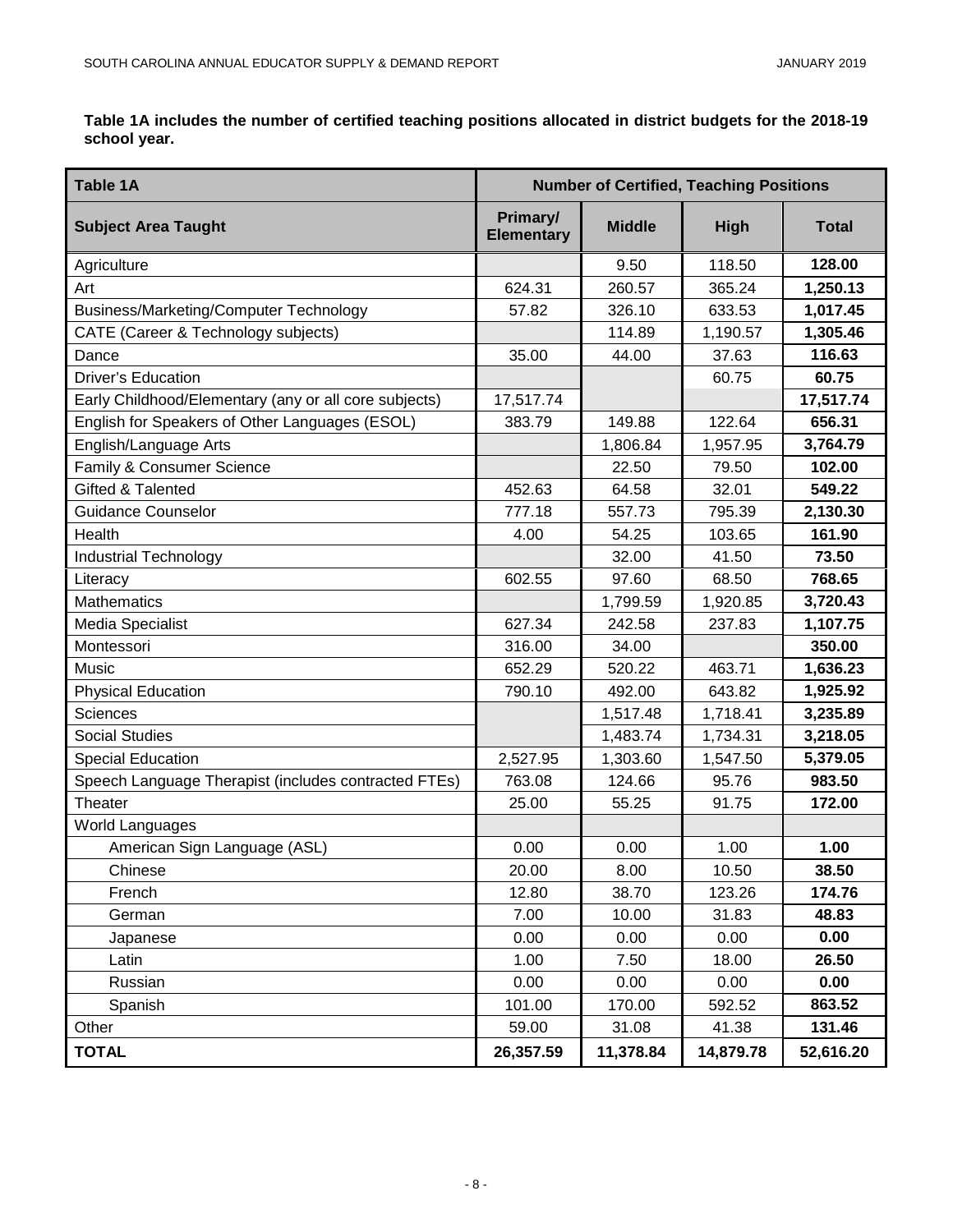**Table 1A includes the number of certified teaching positions allocated in district budgets for the 2018-19 school year.**

| Table 1A | Number of Certified, Teaching Positions | | | |
|---|---|---|---|---|
| **Subject Area Taught** | **Primary/ Elementary** | **Middle** | **High** | **Total** |
| Agriculture | | 9.50 | 118.50 | **128.00** |
| Art | 624.31 | 260.57 | 365.24 | **1,250.13** |
| Business/Marketing/Computer Technology | 57.82 | 326.10 | 633.53 | **1,017.45** |
| CATE (Career & Technology subjects) | | 114.89 | 1,190.57 | **1,305.46** |
| Dance | 35.00 | 44.00 | 37.63 | **116.63** |
| Driver's Education | | | 60.75 | **60.75** |
| Early Childhood/Elementary (any or all core subjects) | 17,517.74 | | | **17,517.74** |
| English for Speakers of Other Languages (ESOL) | 383.79 | 149.88 | 122.64 | **656.31** |
| English/Language Arts | | 1,806.84 | 1,957.95 | **3,764.79** |
| Family & Consumer Science | | 22.50 | 79.50 | **102.00** |
| Gifted & Talented | 452.63 | 64.58 | 32.01 | **549.22** |
| Guidance Counselor | 777.18 | 557.73 | 795.39 | **2,130.30** |
| Health | 4.00 | 54.25 | 103.65 | **161.90** |
| Industrial Technology | | 32.00 | 41.50 | **73.50** |
| Literacy | 602.55 | 97.60 | 68.50 | **768.65** |
| Mathematics | | 1,799.59 | 1,920.85 | **3,720.43** |
| Media Specialist | 627.34 | 242.58 | 237.83 | **1,107.75** |
| Montessori | 316.00 | 34.00 | | **350.00** |
| Music | 652.29 | 520.22 | 463.71 | **1,636.23** |
| Physical Education | 790.10 | 492.00 | 643.82 | **1,925.92** |
| Sciences | | 1,517.48 | 1,718.41 | **3,235.89** |
| Social Studies | | 1,483.74 | 1,734.31 | **3,218.05** |
| Special Education | 2,527.95 | 1,303.60 | 1,547.50 | **5,379.05** |
| Speech Language Therapist (includes contracted FTEs) | 763.08 | 124.66 | 95.76 | **983.50** |
| Theater | 25.00 | 55.25 | 91.75 | **172.00** |
| World Languages | | | | |
| American Sign Language (ASL) | 0.00 | 0.00 | 1.00 | **1.00** |
| Chinese | 20.00 | 8.00 | 10.50 | **38.50** |
| French | 12.80 | 38.70 | 123.26 | **174.76** |
| German | 7.00 | 10.00 | 31.83 | **48.83** |
| Japanese | 0.00 | 0.00 | 0.00 | **0.00** |
| Latin | 1.00 | 7.50 | 18.00 | **26.50** |
| Russian | 0.00 | 0.00 | 0.00 | **0.00** |
| Spanish | 101.00 | 170.00 | 592.52 | **863.52** |
| Other | 59.00 | 31.08 | 41.38 | **131.46** |
| **TOTAL** | **26,357.59** | **11,378.84** | **14,879.78** | **52,616.20** |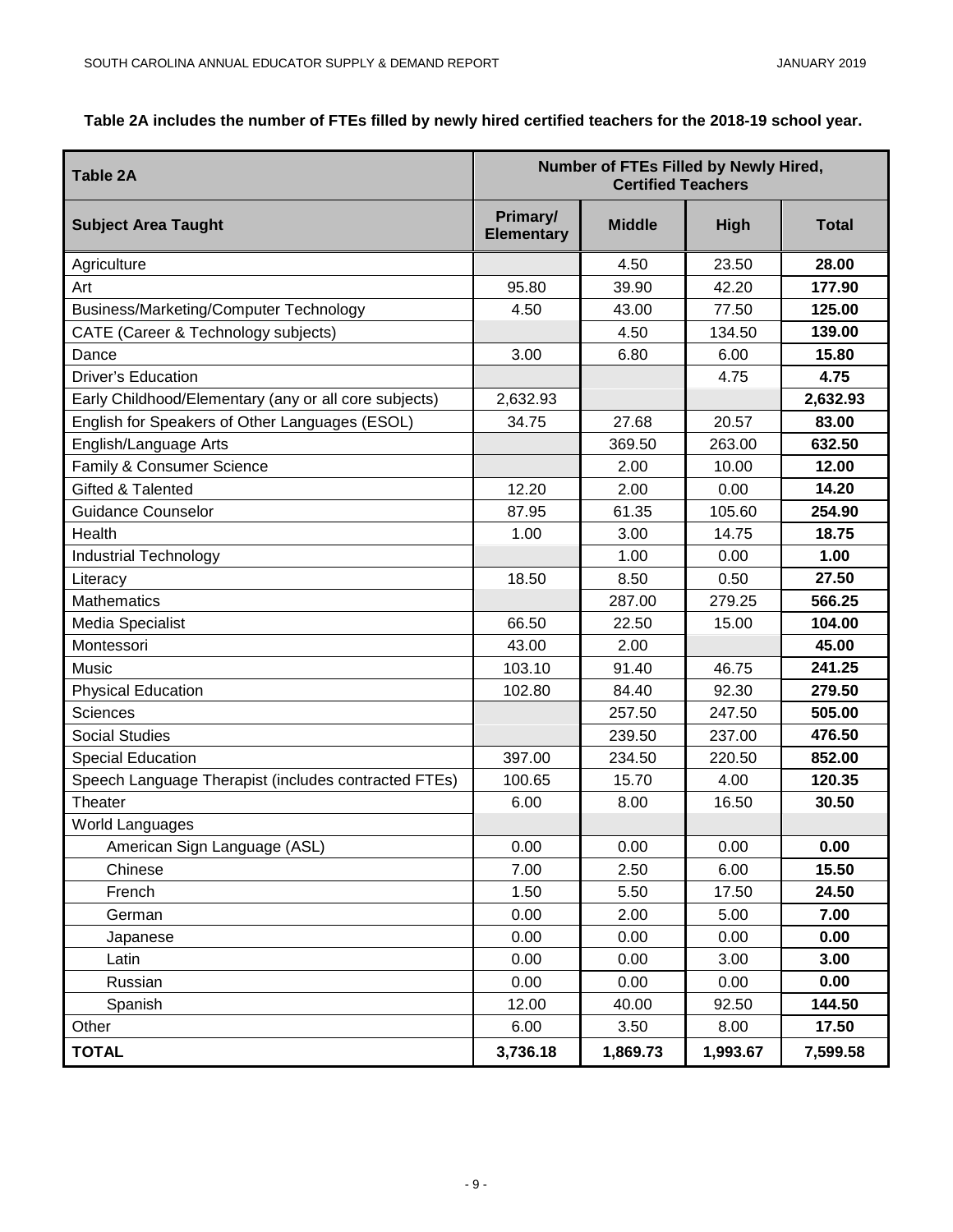**Table 2A includes the number of FTEs filled by newly hired certified teachers for the 2018-19 school year.**

| Table 2A | Number of FTEs Filled by Newly Hired, Certified Teachers | | | |
|---|---|---|---|---|
| **Subject Area Taught** | **Primary/ Elementary** | **Middle** | **High** | **Total** |
| Agriculture | | 4.50 | 23.50 | **28.00** |
| Art | 95.80 | 39.90 | 42.20 | **177.90** |
| Business/Marketing/Computer Technology | 4.50 | 43.00 | 77.50 | **125.00** |
| CATE (Career & Technology subjects) | | 4.50 | 134.50 | **139.00** |
| Dance | 3.00 | 6.80 | 6.00 | **15.80** |
| Driver's Education | | | 4.75 | **4.75** |
| Early Childhood/Elementary (any or all core subjects) | 2,632.93 | | | **2,632.93** |
| English for Speakers of Other Languages (ESOL) | 34.75 | 27.68 | 20.57 | **83.00** |
| English/Language Arts | | 369.50 | 263.00 | **632.50** |
| Family & Consumer Science | | 2.00 | 10.00 | **12.00** |
| Gifted & Talented | 12.20 | 2.00 | 0.00 | **14.20** |
| Guidance Counselor | 87.95 | 61.35 | 105.60 | **254.90** |
| Health | 1.00 | 3.00 | 14.75 | **18.75** |
| Industrial Technology | | 1.00 | 0.00 | **1.00** |
| Literacy | 18.50 | 8.50 | 0.50 | **27.50** |
| Mathematics | | 287.00 | 279.25 | **566.25** |
| Media Specialist | 66.50 | 22.50 | 15.00 | **104.00** |
| Montessori | 43.00 | 2.00 | | **45.00** |
| Music | 103.10 | 91.40 | 46.75 | **241.25** |
| Physical Education | 102.80 | 84.40 | 92.30 | **279.50** |
| Sciences | | 257.50 | 247.50 | **505.00** |
| Social Studies | | 239.50 | 237.00 | **476.50** |
| Special Education | 397.00 | 234.50 | 220.50 | **852.00** |
| Speech Language Therapist (includes contracted FTEs) | 100.65 | 15.70 | 4.00 | **120.35** |
| Theater | 6.00 | 8.00 | 16.50 | **30.50** |
| World Languages | | | | |
| American Sign Language (ASL) | 0.00 | 0.00 | 0.00 | **0.00** |
| Chinese | 7.00 | 2.50 | 6.00 | **15.50** |
| French | 1.50 | 5.50 | 17.50 | **24.50** |
| German | 0.00 | 2.00 | 5.00 | **7.00** |
| Japanese | 0.00 | 0.00 | 0.00 | **0.00** |
| Latin | 0.00 | 0.00 | 3.00 | **3.00** |
| Russian | 0.00 | 0.00 | 0.00 | **0.00** |
| Spanish | 12.00 | 40.00 | 92.50 | **144.50** |
| Other | 6.00 | 3.50 | 8.00 | **17.50** |
| **TOTAL** | **3,736.18** | **1,869.73** | **1,993.67** | **7,599.58** |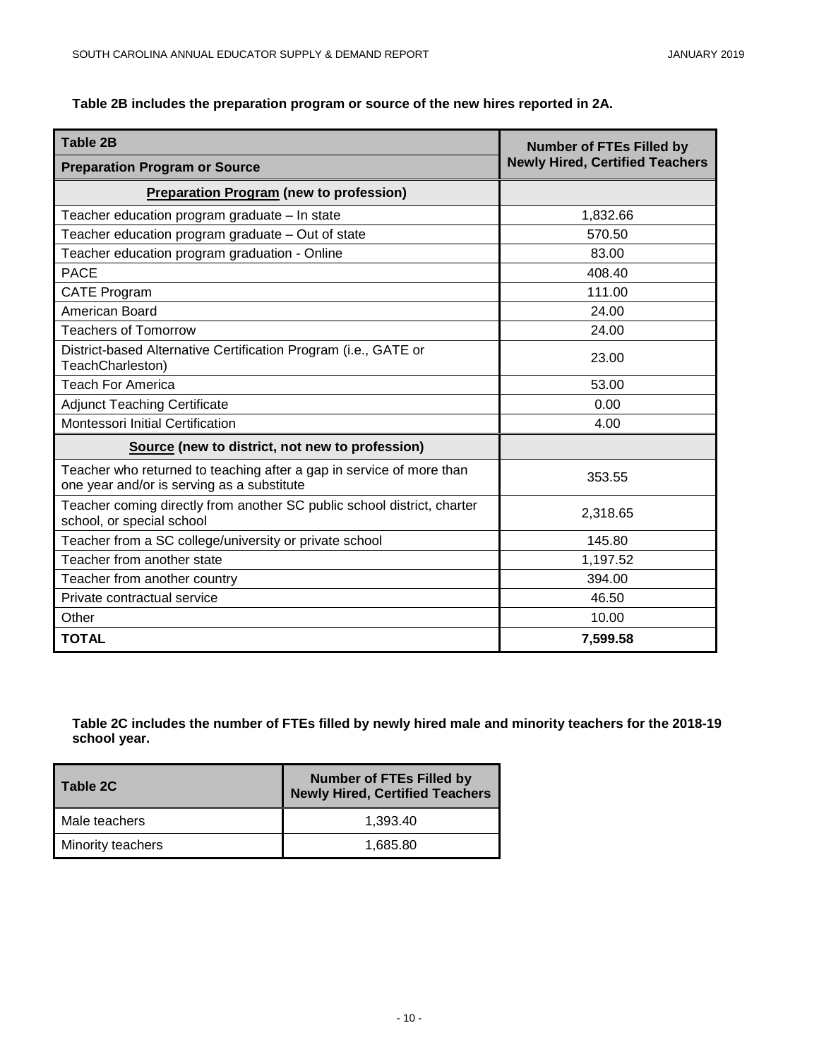**Table 2B includes the preparation program or source of the new hires reported in 2A.**

| Table 2B<br>Preparation Program or Source | Number of FTEs Filled by Newly Hired, Certified Teachers |
|---|---|
| **Preparation Program (new to profession)** | |
| Teacher education program graduate – In state | 1,832.66 |
| Teacher education program graduate – Out of state | 570.50 |
| Teacher education program graduation - Online | 83.00 |
| PACE | 408.40 |
| CATE Program | 111.00 |
| American Board | 24.00 |
| Teachers of Tomorrow | 24.00 |
| District-based Alternative Certification Program (i.e., GATE or TeachCharleston) | 23.00 |
| Teach For America | 53.00 |
| Adjunct Teaching Certificate | 0.00 |
| Montessori Initial Certification | 4.00 |
| **Source (new to district, not new to profession)** | |
| Teacher who returned to teaching after a gap in service of more than one year and/or is serving as a substitute | 353.55 |
| Teacher coming directly from another SC public school district, charter school, or special school | 2,318.65 |
| Teacher from a SC college/university or private school | 145.80 |
| Teacher from another state | 1,197.52 |
| Teacher from another country | 394.00 |
| Private contractual service | 46.50 |
| Other | 10.00 |
| **TOTAL** | **7,599.58** |

**Table 2C includes the number of FTEs filled by newly hired male and minority teachers for the 2018-19 school year.**

| Table 2C | Number of FTEs Filled by Newly Hired, Certified Teachers |
|---|---|
| Male teachers | 1,393.40 |
| Minority teachers | 1,685.80 |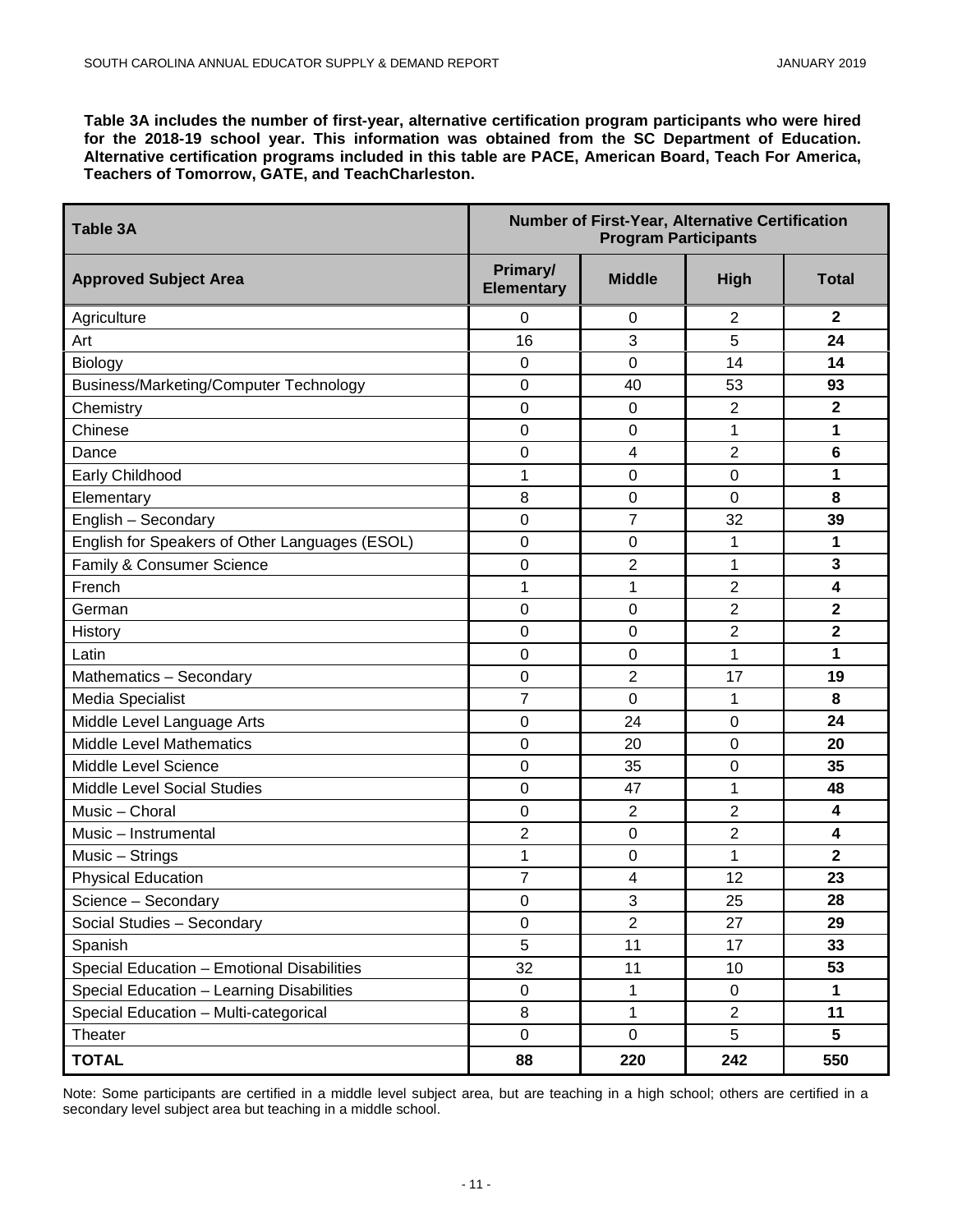**Table 3A includes the number of first-year, alternative certification program participants who were hired for the 2018-19 school year. This information was obtained from the SC Department of Education. Alternative certification programs included in this table are PACE, American Board, Teach For America, Teachers of Tomorrow, GATE, and TeachCharleston.**

| **Table 3A** | **Number of First-Year, Alternative Certification Program Participants** | | | |
|---|---|---|---|---|
| **Approved Subject Area** | **Primary/ Elementary** | **Middle** | **High** | **Total** |
| Agriculture | 0 | 0 | 2 | **2** |
| Art | 16 | 3 | 5 | **24** |
| Biology | 0 | 0 | 14 | **14** |
| Business/Marketing/Computer Technology | 0 | 40 | 53 | **93** |
| Chemistry | 0 | 0 | 2 | **2** |
| Chinese | 0 | 0 | 1 | **1** |
| Dance | 0 | 4 | 2 | **6** |
| Early Childhood | 1 | 0 | 0 | **1** |
| Elementary | 8 | 0 | 0 | **8** |
| English – Secondary | 0 | 7 | 32 | **39** |
| English for Speakers of Other Languages (ESOL) | 0 | 0 | 1 | **1** |
| Family & Consumer Science | 0 | 2 | 1 | **3** |
| French | 1 | 1 | 2 | **4** |
| German | 0 | 0 | 2 | **2** |
| History | 0 | 0 | 2 | **2** |
| Latin | 0 | 0 | 1 | **1** |
| Mathematics – Secondary | 0 | 2 | 17 | **19** |
| Media Specialist | 7 | 0 | 1 | **8** |
| Middle Level Language Arts | 0 | 24 | 0 | **24** |
| Middle Level Mathematics | 0 | 20 | 0 | **20** |
| Middle Level Science | 0 | 35 | 0 | **35** |
| Middle Level Social Studies | 0 | 47 | 1 | **48** |
| Music – Choral | 0 | 2 | 2 | **4** |
| Music – Instrumental | 2 | 0 | 2 | **4** |
| Music – Strings | 1 | 0 | 1 | **2** |
| Physical Education | 7 | 4 | 12 | **23** |
| Science – Secondary | 0 | 3 | 25 | **28** |
| Social Studies – Secondary | 0 | 2 | 27 | **29** |
| Spanish | 5 | 11 | 17 | **33** |
| Special Education – Emotional Disabilities | 32 | 11 | 10 | **53** |
| Special Education – Learning Disabilities | 0 | 1 | 0 | **1** |
| Special Education – Multi-categorical | 8 | 1 | 2 | **11** |
| Theater | 0 | 0 | 5 | **5** |
| **TOTAL** | **88** | **220** | **242** | **550** |

Note: Some participants are certified in a middle level subject area, but are teaching in a high school; others are certified in a secondary level subject area but teaching in a middle school.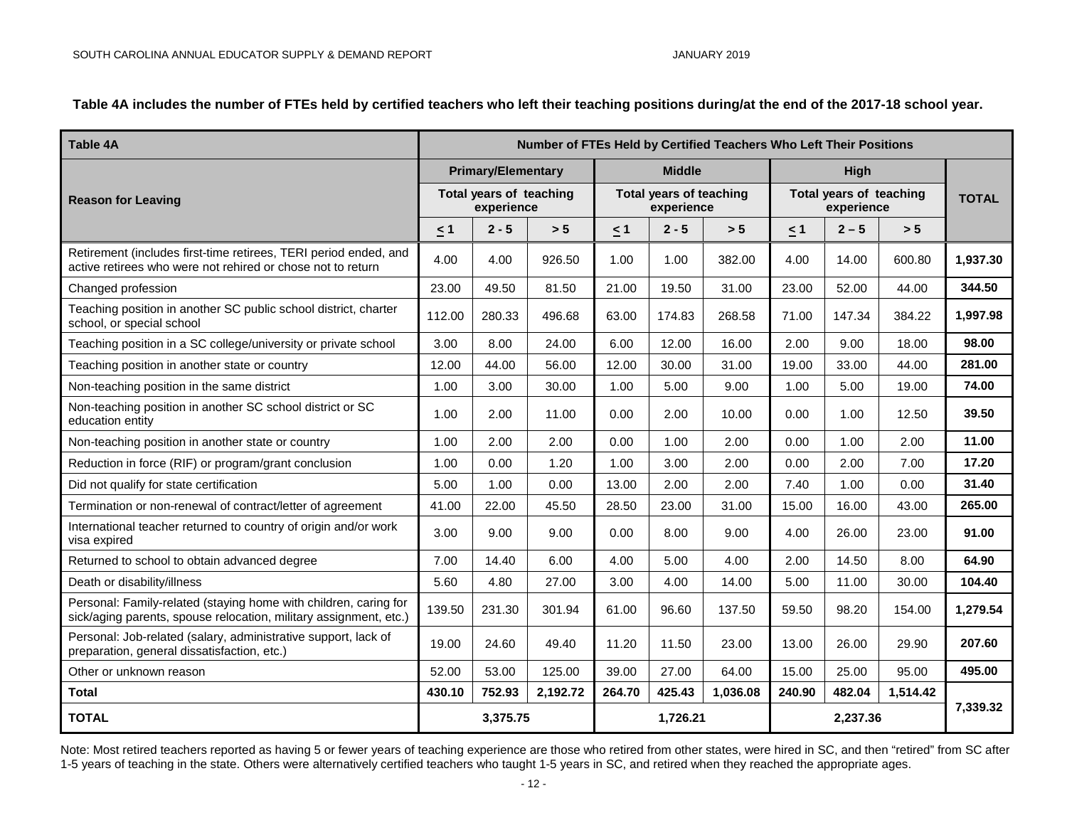**Table 4A includes the number of FTEs held by certified teachers who left their teaching positions during/at the end of the 2017-18 school year.**

| Table 4A | Number of FTEs Held by Certified Teachers Who Left Their Positions | | | | | | | | | |
|---|---|---|---|---|---|---|---|---|---|---|
| **Reason for Leaving** | **Primary/Elementary** | | | **Middle** | | | **High** | | | **TOTAL** |
| | **Total years of teaching experience** | | | **Total years of teaching experience** | | | **Total years of teaching experience** | | | |
| | **≤ 1** | **2 - 5** | **> 5** | **≤ 1** | **2 - 5** | **> 5** | **≤ 1** | **2 – 5** | **> 5** | |
| Retirement (includes first-time retirees, TERI period ended, and active retirees who were not rehired or chose not to return | 4.00 | 4.00 | 926.50 | 1.00 | 1.00 | 382.00 | 4.00 | 14.00 | 600.80 | **1,937.30** |
| Changed profession | 23.00 | 49.50 | 81.50 | 21.00 | 19.50 | 31.00 | 23.00 | 52.00 | 44.00 | **344.50** |
| Teaching position in another SC public school district, charter school, or special school | 112.00 | 280.33 | 496.68 | 63.00 | 174.83 | 268.58 | 71.00 | 147.34 | 384.22 | **1,997.98** |
| Teaching position in a SC college/university or private school | 3.00 | 8.00 | 24.00 | 6.00 | 12.00 | 16.00 | 2.00 | 9.00 | 18.00 | **98.00** |
| Teaching position in another state or country | 12.00 | 44.00 | 56.00 | 12.00 | 30.00 | 31.00 | 19.00 | 33.00 | 44.00 | **281.00** |
| Non-teaching position in the same district | 1.00 | 3.00 | 30.00 | 1.00 | 5.00 | 9.00 | 1.00 | 5.00 | 19.00 | **74.00** |
| Non-teaching position in another SC school district or SC education entity | 1.00 | 2.00 | 11.00 | 0.00 | 2.00 | 10.00 | 0.00 | 1.00 | 12.50 | **39.50** |
| Non-teaching position in another state or country | 1.00 | 2.00 | 2.00 | 0.00 | 1.00 | 2.00 | 0.00 | 1.00 | 2.00 | **11.00** |
| Reduction in force (RIF) or program/grant conclusion | 1.00 | 0.00 | 1.20 | 1.00 | 3.00 | 2.00 | 0.00 | 2.00 | 7.00 | **17.20** |
| Did not qualify for state certification | 5.00 | 1.00 | 0.00 | 13.00 | 2.00 | 2.00 | 7.40 | 1.00 | 0.00 | **31.40** |
| Termination or non-renewal of contract/letter of agreement | 41.00 | 22.00 | 45.50 | 28.50 | 23.00 | 31.00 | 15.00 | 16.00 | 43.00 | **265.00** |
| International teacher returned to country of origin and/or work visa expired | 3.00 | 9.00 | 9.00 | 0.00 | 8.00 | 9.00 | 4.00 | 26.00 | 23.00 | **91.00** |
| Returned to school to obtain advanced degree | 7.00 | 14.40 | 6.00 | 4.00 | 5.00 | 4.00 | 2.00 | 14.50 | 8.00 | **64.90** |
| Death or disability/illness | 5.60 | 4.80 | 27.00 | 3.00 | 4.00 | 14.00 | 5.00 | 11.00 | 30.00 | **104.40** |
| Personal: Family-related (staying home with children, caring for sick/aging parents, spouse relocation, military assignment, etc.) | 139.50 | 231.30 | 301.94 | 61.00 | 96.60 | 137.50 | 59.50 | 98.20 | 154.00 | **1,279.54** |
| Personal: Job-related (salary, administrative support, lack of preparation, general dissatisfaction, etc.) | 19.00 | 24.60 | 49.40 | 11.20 | 11.50 | 23.00 | 13.00 | 26.00 | 29.90 | **207.60** |
| Other or unknown reason | 52.00 | 53.00 | 125.00 | 39.00 | 27.00 | 64.00 | 15.00 | 25.00 | 95.00 | **495.00** |
| **Total** | **430.10** | **752.93** | **2,192.72** | **264.70** | **425.43** | **1,036.08** | **240.90** | **482.04** | **1,514.42** | **7,339.32** |
| **TOTAL** | **3,375.75** | | | **1,726.21** | | | **2,237.36** | | | |

Note: Most retired teachers reported as having 5 or fewer years of teaching experience are those who retired from other states, were hired in SC, and then "retired" from SC after 1-5 years of teaching in the state. Others were alternatively certified teachers who taught 1-5 years in SC, and retired when they reached the appropriate ages.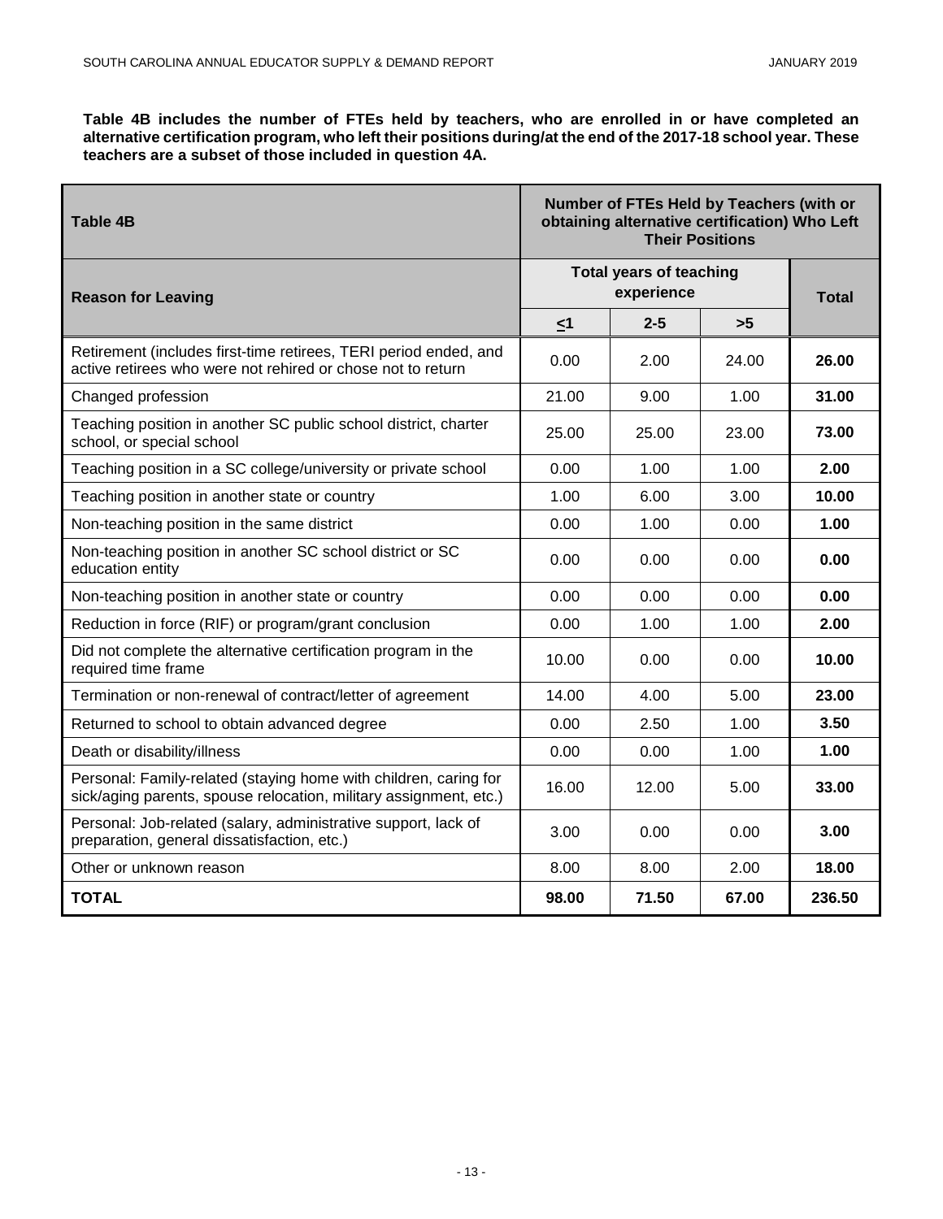**Table 4B includes the number of FTEs held by teachers, who are enrolled in or have completed an alternative certification program, who left their positions during/at the end of the 2017-18 school year. These teachers are a subset of those included in question 4A.**

| Table 4B | Number of FTEs Held by Teachers (with or obtaining alternative certification) Who Left Their Positions | | | |
|---|---|---|---|---|
| **Reason for Leaving** | **Total years of teaching experience** | | | **Total** |
| | **≤1** | **2-5** | **>5** | |
| Retirement (includes first-time retirees, TERI period ended, and active retirees who were not rehired or chose not to return | 0.00 | 2.00 | 24.00 | **26.00** |
| Changed profession | 21.00 | 9.00 | 1.00 | **31.00** |
| Teaching position in another SC public school district, charter school, or special school | 25.00 | 25.00 | 23.00 | **73.00** |
| Teaching position in a SC college/university or private school | 0.00 | 1.00 | 1.00 | **2.00** |
| Teaching position in another state or country | 1.00 | 6.00 | 3.00 | **10.00** |
| Non-teaching position in the same district | 0.00 | 1.00 | 0.00 | **1.00** |
| Non-teaching position in another SC school district or SC education entity | 0.00 | 0.00 | 0.00 | **0.00** |
| Non-teaching position in another state or country | 0.00 | 0.00 | 0.00 | **0.00** |
| Reduction in force (RIF) or program/grant conclusion | 0.00 | 1.00 | 1.00 | **2.00** |
| Did not complete the alternative certification program in the required time frame | 10.00 | 0.00 | 0.00 | **10.00** |
| Termination or non-renewal of contract/letter of agreement | 14.00 | 4.00 | 5.00 | **23.00** |
| Returned to school to obtain advanced degree | 0.00 | 2.50 | 1.00 | **3.50** |
| Death or disability/illness | 0.00 | 0.00 | 1.00 | **1.00** |
| Personal: Family-related (staying home with children, caring for sick/aging parents, spouse relocation, military assignment, etc.) | 16.00 | 12.00 | 5.00 | **33.00** |
| Personal: Job-related (salary, administrative support, lack of preparation, general dissatisfaction, etc.) | 3.00 | 0.00 | 0.00 | **3.00** |
| Other or unknown reason | 8.00 | 8.00 | 2.00 | **18.00** |
| **TOTAL** | **98.00** | **71.50** | **67.00** | **236.50** |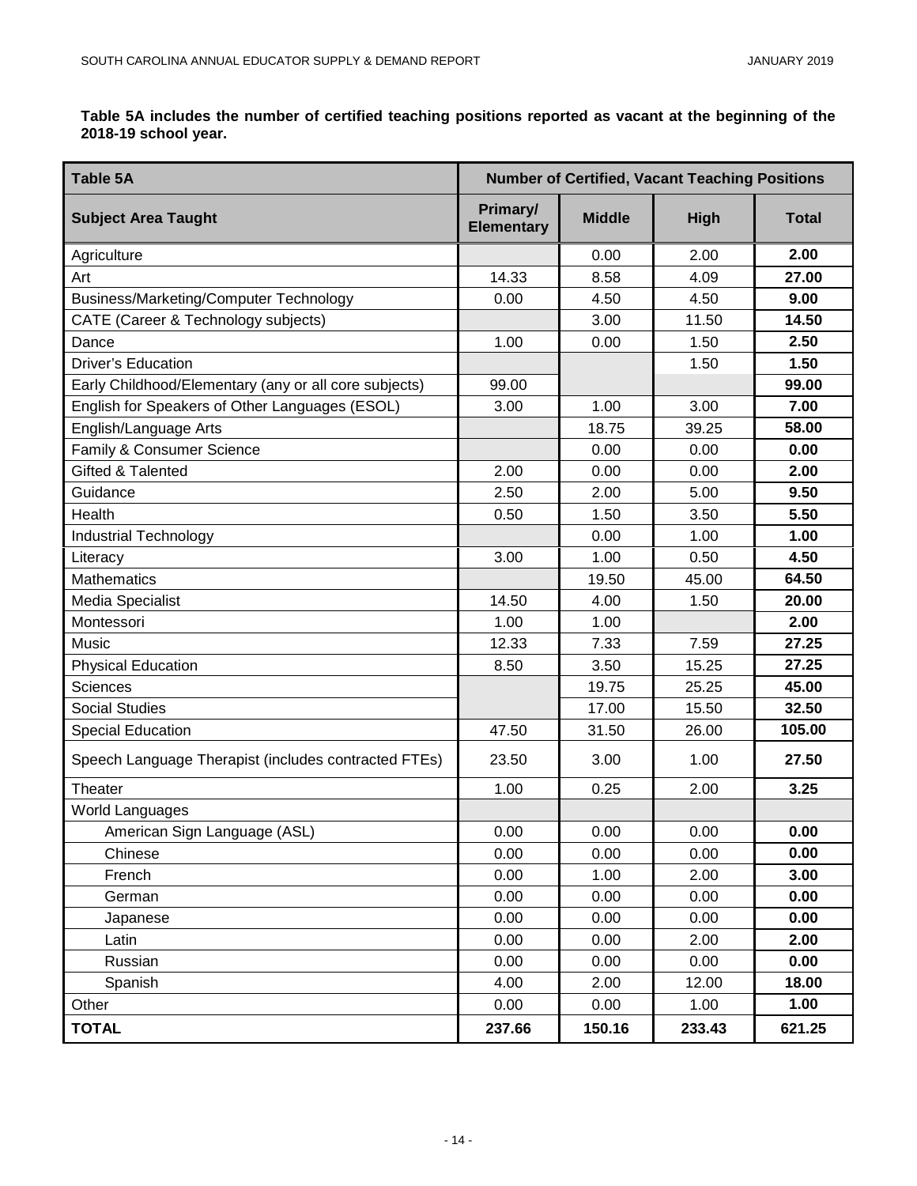**Table 5A includes the number of certified teaching positions reported as vacant at the beginning of the 2018-19 school year.**

| Table 5A | Number of Certified, Vacant Teaching Positions | | | |
|---|---|---|---|---|
| **Subject Area Taught** | **Primary/ Elementary** | **Middle** | **High** | **Total** |
| Agriculture | | 0.00 | 2.00 | **2.00** |
| Art | 14.33 | 8.58 | 4.09 | **27.00** |
| Business/Marketing/Computer Technology | 0.00 | 4.50 | 4.50 | **9.00** |
| CATE (Career & Technology subjects) | | 3.00 | 11.50 | **14.50** |
| Dance | 1.00 | 0.00 | 1.50 | **2.50** |
| Driver's Education | | | 1.50 | **1.50** |
| Early Childhood/Elementary (any or all core subjects) | 99.00 | | | **99.00** |
| English for Speakers of Other Languages (ESOL) | 3.00 | 1.00 | 3.00 | **7.00** |
| English/Language Arts | | 18.75 | 39.25 | **58.00** |
| Family & Consumer Science | | 0.00 | 0.00 | **0.00** |
| Gifted & Talented | 2.00 | 0.00 | 0.00 | **2.00** |
| Guidance | 2.50 | 2.00 | 5.00 | **9.50** |
| Health | 0.50 | 1.50 | 3.50 | **5.50** |
| Industrial Technology | | 0.00 | 1.00 | **1.00** |
| Literacy | 3.00 | 1.00 | 0.50 | **4.50** |
| Mathematics | | 19.50 | 45.00 | **64.50** |
| Media Specialist | 14.50 | 4.00 | 1.50 | **20.00** |
| Montessori | 1.00 | 1.00 | | **2.00** |
| Music | 12.33 | 7.33 | 7.59 | **27.25** |
| Physical Education | 8.50 | 3.50 | 15.25 | **27.25** |
| Sciences | | 19.75 | 25.25 | **45.00** |
| Social Studies | | 17.00 | 15.50 | **32.50** |
| Special Education | 47.50 | 31.50 | 26.00 | **105.00** |
| Speech Language Therapist (includes contracted FTEs) | 23.50 | 3.00 | 1.00 | **27.50** |
| Theater | 1.00 | 0.25 | 2.00 | **3.25** |
| World Languages | | | | |
| American Sign Language (ASL) | 0.00 | 0.00 | 0.00 | **0.00** |
| Chinese | 0.00 | 0.00 | 0.00 | **0.00** |
| French | 0.00 | 1.00 | 2.00 | **3.00** |
| German | 0.00 | 0.00 | 0.00 | **0.00** |
| Japanese | 0.00 | 0.00 | 0.00 | **0.00** |
| Latin | 0.00 | 0.00 | 2.00 | **2.00** |
| Russian | 0.00 | 0.00 | 0.00 | **0.00** |
| Spanish | 4.00 | 2.00 | 12.00 | **18.00** |
| Other | 0.00 | 0.00 | 1.00 | **1.00** |
| **TOTAL** | **237.66** | **150.16** | **233.43** | **621.25** |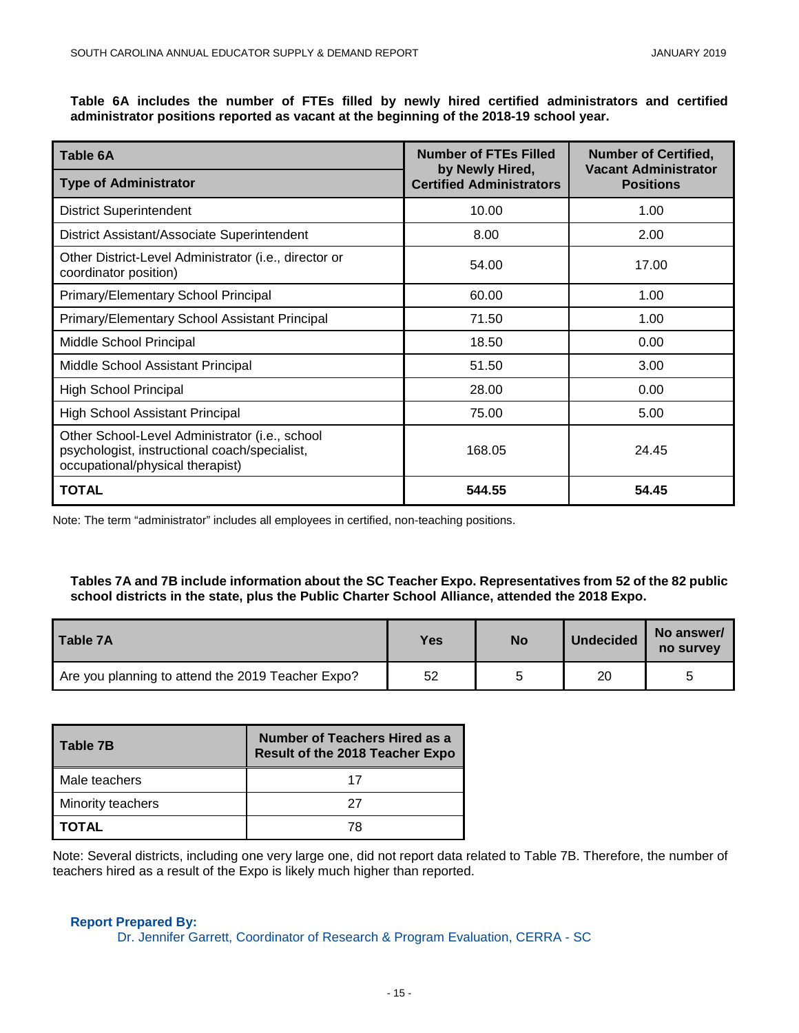**Table 6A includes the number of FTEs filled by newly hired certified administrators and certified administrator positions reported as vacant at the beginning of the 2018-19 school year.**

| Table 6A<br>Type of Administrator | Number of FTEs Filled by Newly Hired, Certified Administrators | Number of Certified, Vacant Administrator Positions |
|---|---|---|
| District Superintendent | 10.00 | 1.00 |
| District Assistant/Associate Superintendent | 8.00 | 2.00 |
| Other District-Level Administrator (i.e., director or coordinator position) | 54.00 | 17.00 |
| Primary/Elementary School Principal | 60.00 | 1.00 |
| Primary/Elementary School Assistant Principal | 71.50 | 1.00 |
| Middle School Principal | 18.50 | 0.00 |
| Middle School Assistant Principal | 51.50 | 3.00 |
| High School Principal | 28.00 | 0.00 |
| High School Assistant Principal | 75.00 | 5.00 |
| Other School-Level Administrator (i.e., school psychologist, instructional coach/specialist, occupational/physical therapist) | 168.05 | 24.45 |
| **TOTAL** | **544.55** | **54.45** |

Note: The term "administrator" includes all employees in certified, non-teaching positions.

**Tables 7A and 7B include information about the SC Teacher Expo. Representatives from 52 of the 82 public school districts in the state, plus the Public Charter School Alliance, attended the 2018 Expo.**

| Table 7A | Yes | No | Undecided | No answer/ no survey |
|---|---|---|---|---|
| Are you planning to attend the 2019 Teacher Expo? | 52 | 5 | 20 | 5 |

| Table 7B | Number of Teachers Hired as a Result of the 2018 Teacher Expo |
|---|---|
| Male teachers | 17 |
| Minority teachers | 27 |
| **TOTAL** | 78 |

Note: Several districts, including one very large one, did not report data related to Table 7B. Therefore, the number of teachers hired as a result of the Expo is likely much higher than reported.

**Report Prepared By:**

Dr. Jennifer Garrett, Coordinator of Research & Program Evaluation, CERRA - SC